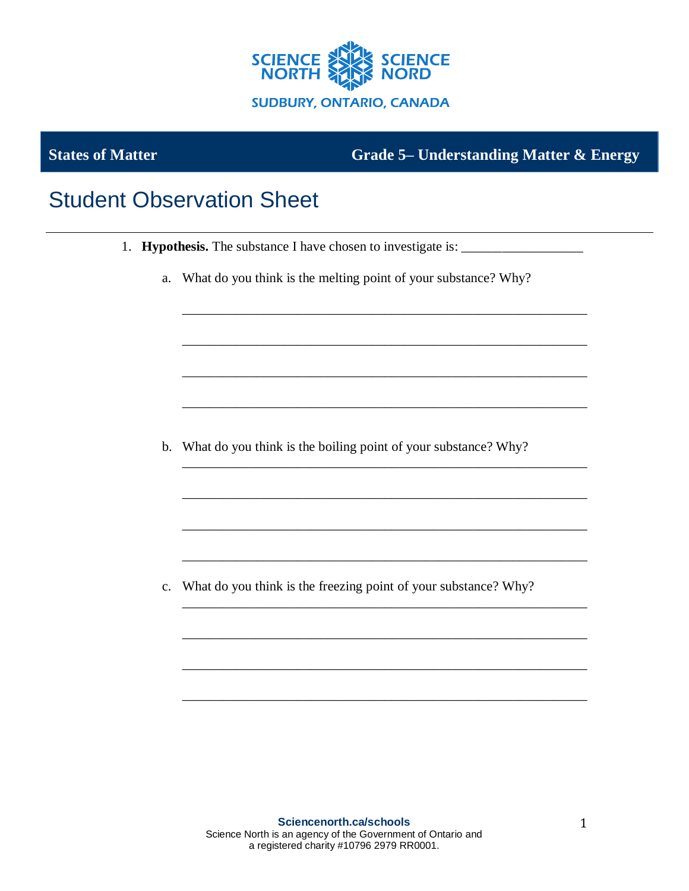SCIENCE NORTH SCIENCE NORD

SUDBURY, ONTARIO, CANADA

**States of Matter** **Grade 5– Understanding Matter & Energy**

# Student Observation Sheet

---

1. **Hypothesis.** The substance I have chosen to investigate is: __________________

   a. What do you think is the melting point of your substance? Why?

   ____________________________________________________________

   ____________________________________________________________

   ____________________________________________________________

   ____________________________________________________________

   b. What do you think is the boiling point of your substance? Why?

   ____________________________________________________________

   ____________________________________________________________

   ____________________________________________________________

   ____________________________________________________________

   c. What do you think is the freezing point of your substance? Why?

   ____________________________________________________________

   ____________________________________________________________

   ____________________________________________________________

   ____________________________________________________________

**Sciencenorth.ca/schools**
Science North is an agency of the Government of Ontario and a registered charity #10796 2979 RR0001.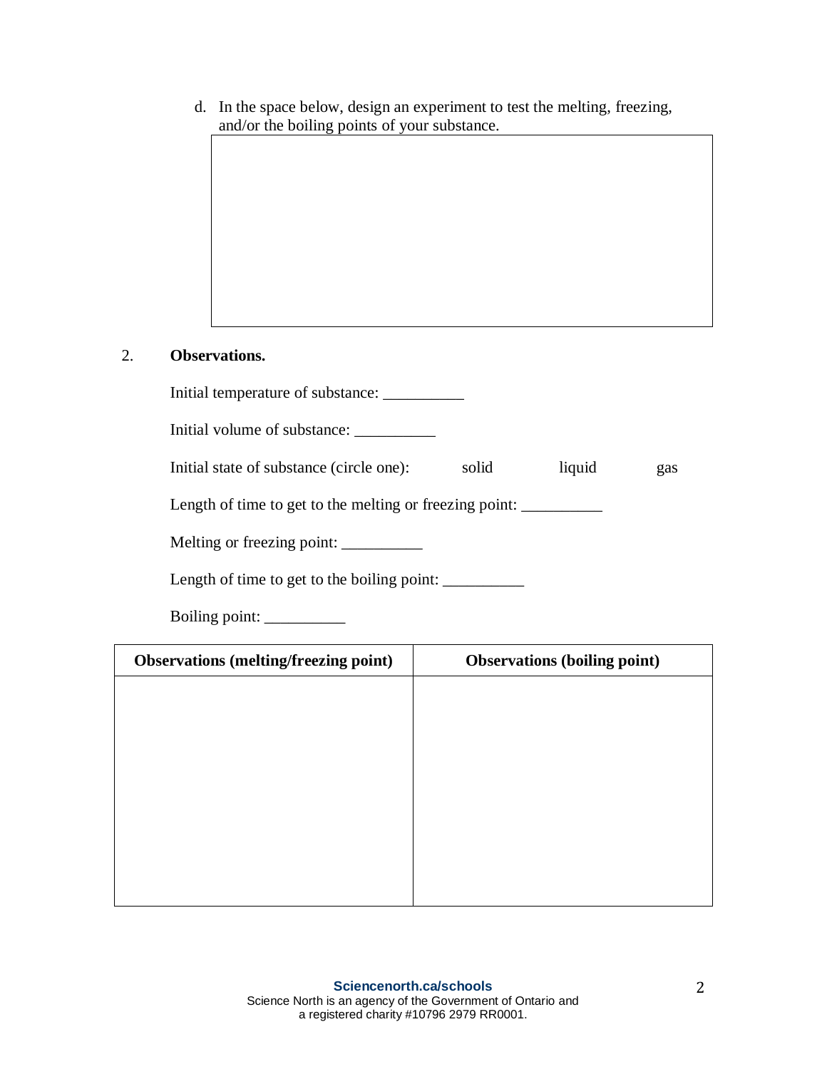d. In the space below, design an experiment to test the melting, freezing, and/or the boiling points of your substance.

| |
|---|
| |

2. **Observations.**

Initial temperature of substance: __________

Initial volume of substance: __________

Initial state of substance (circle one): solid liquid gas

Length of time to get to the melting or freezing point: __________

Melting or freezing point: __________

Length of time to get to the boiling point: __________

Boiling point: __________

| Observations (melting/freezing point) | Observations (boiling point) |
|---|---|
| | |

**Sciencenorth.ca/schools**
Science North is an agency of the Government of Ontario and a registered charity #10796 2979 RR0001.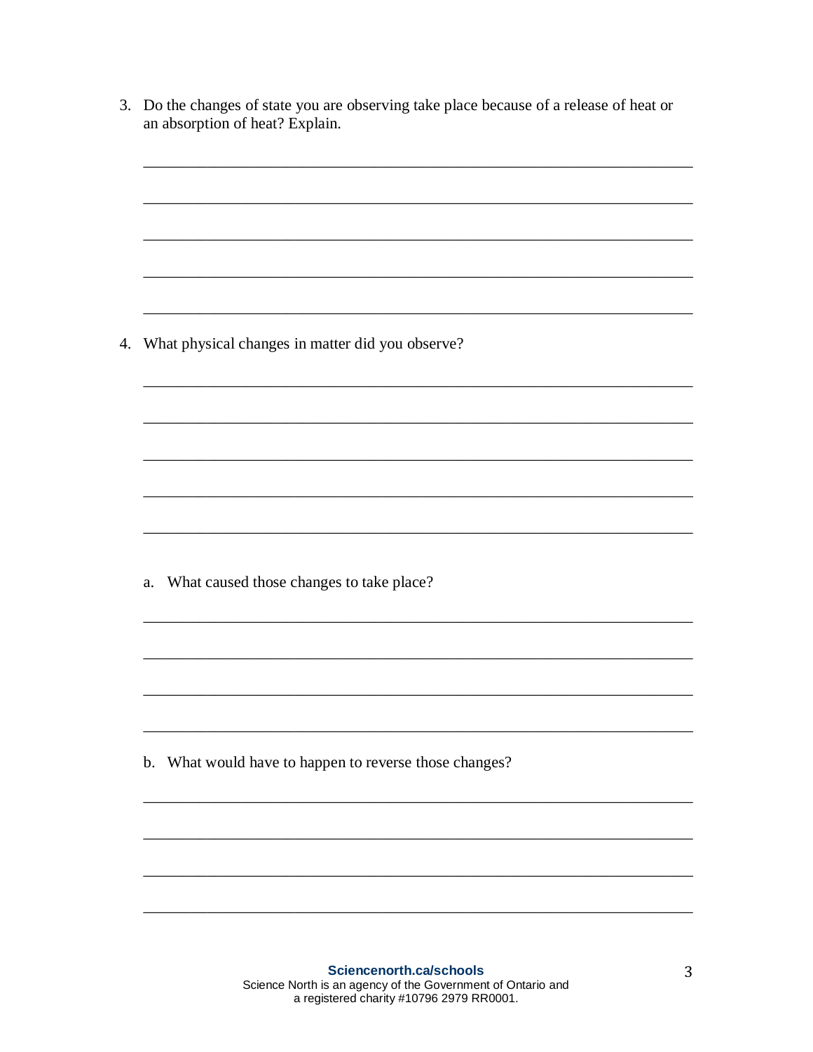3. Do the changes of state you are observing take place because of a release of heat or an absorption of heat? Explain.

_______________________________________________________________________

_______________________________________________________________________

_______________________________________________________________________

_______________________________________________________________________

_______________________________________________________________________

4. What physical changes in matter did you observe?

_______________________________________________________________________

_______________________________________________________________________

_______________________________________________________________________

_______________________________________________________________________

_______________________________________________________________________

   a. What caused those changes to take place?

_______________________________________________________________________

_______________________________________________________________________

_______________________________________________________________________

_______________________________________________________________________

   b. What would have to happen to reverse those changes?

_______________________________________________________________________

_______________________________________________________________________

_______________________________________________________________________

_______________________________________________________________________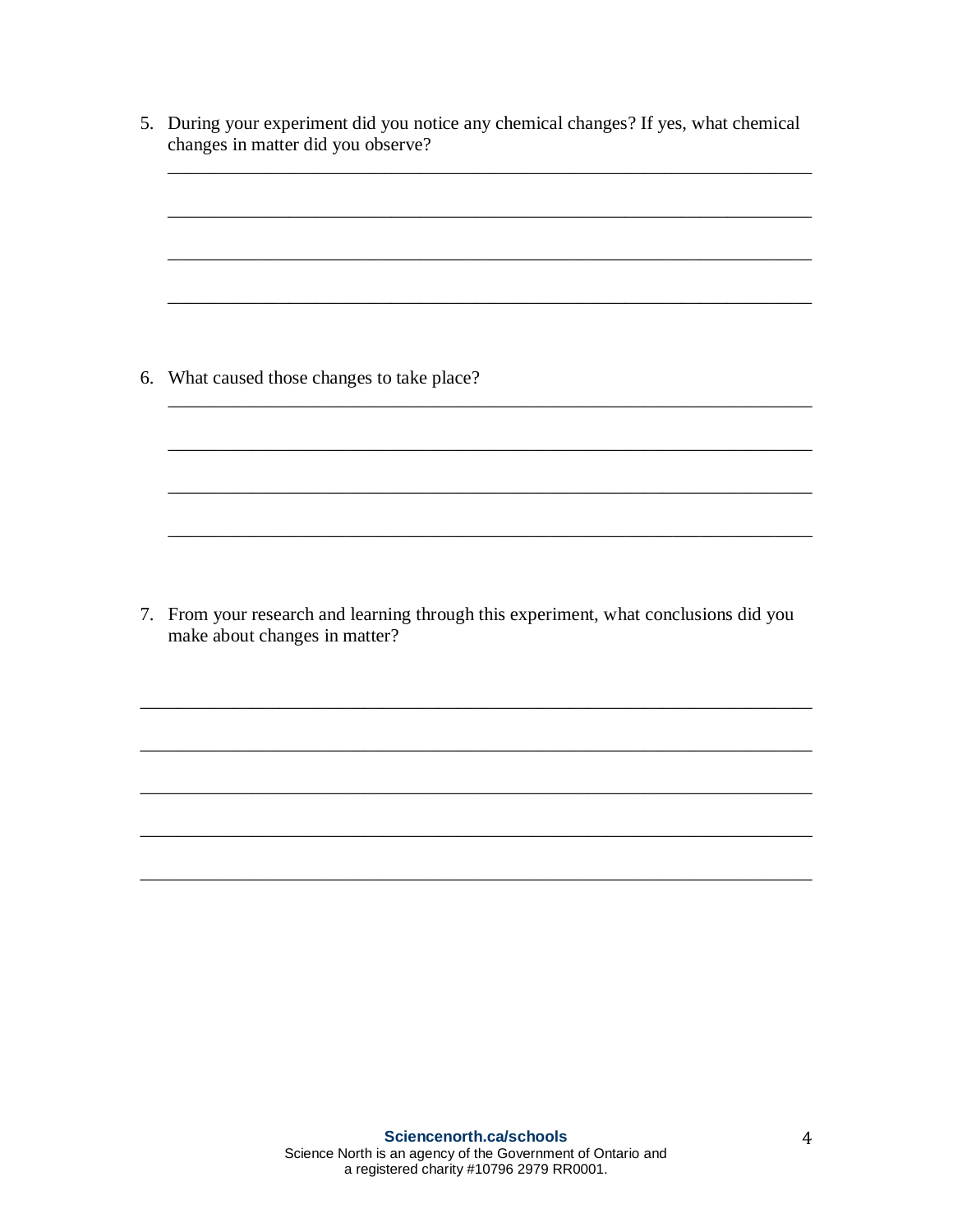5. During your experiment did you notice any chemical changes? If yes, what chemical changes in matter did you observe?

    ______________________________________________________________________

    ______________________________________________________________________

    ______________________________________________________________________

    ______________________________________________________________________

6. What caused those changes to take place?

    ______________________________________________________________________

    ______________________________________________________________________

    ______________________________________________________________________

    ______________________________________________________________________

7. From your research and learning through this experiment, what conclusions did you make about changes in matter?

______________________________________________________________________

______________________________________________________________________

______________________________________________________________________

______________________________________________________________________

______________________________________________________________________

**Sciencenorth.ca/schools**
Science North is an agency of the Government of Ontario and a registered charity #10796 2979 RR0001.